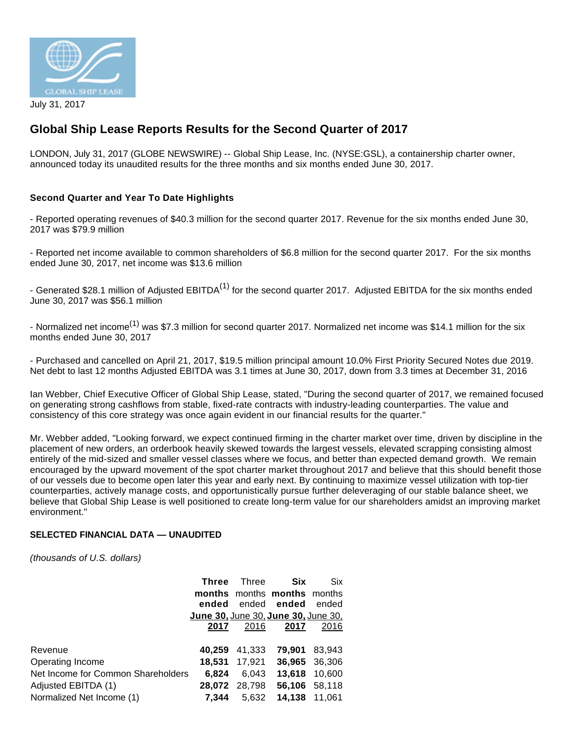July 31, 2017

# Global Ship Lease Reports Results for the Second Quarter of 2017

LONDON, July 31, 2017 (GLOBE NEWSWIRE) -- Global Ship Lease, Inc. (NYSE:GSL), a containership charter owner, announced today its unaudited results for the three months and six months ended June 30, 2017.

### Second Quarter and Year To Date Highlights

- Reported operating revenues of $40.3 million for the second quarter 2017. Revenue for the six months ended June 30, 2017 was $79.9 million

- Reported net income available to common shareholders of $6.8 million for the second quarter 2017. For the six months ended June 30, 2017, net income was $13.6 million

- Generated $28.1 million of Adjusted EBITDA(1) for the second quarter 2017. Adjusted EBITDA for the six months ended June 30, 2017 was $56.1 million

- Normalized net income(1) was $7.3 million for second quarter 2017. Normalized net income was $14.1 million for the six months ended June 30, 2017

- Purchased and cancelled on April 21, 2017, $19.5 million principal amount 10.0% First Priority Secured Notes due 2019. Net debt to last 12 months Adjusted EBITDA was 3.1 times at June 30, 2017, down from 3.3 times at December 31, 2016

Ian Webber, Chief Executive Officer of Global Ship Lease, stated, "During the second quarter of 2017, we remained focused on generating strong cashflows from stable, fixed-rate contracts with industry-leading counterparties. The value and consistency of this core strategy was once again evident in our financial results for the quarter."

Mr. Webber added, "Looking forward, we expect continued firming in the charter market over time, driven by discipline in the placement of new orders, an orderbook heavily skewed towards the largest vessels, elevated scrapping consisting almost entirely of the mid-sized and smaller vessel classes where we focus, and better than expected demand growth. We remain encouraged by the upward movement of the spot charter market throughout 2017 and believe that this should benefit those of our vessels due to become open later this year and early next. By continuing to maximize vessel utilization with top-tier counterparties, actively manage costs, and opportunistically pursue further deleveraging of our stable balance sheet, we believe that Global Ship Lease is well positioned to create long-term value for our shareholders amidst an improving market environment."

**SELECTED FINANCIAL DATA — UNAUDITED**

*(thousands of U.S. dollars)*

| | **Three months ended June 30, 2017** | Three months ended June 30, 2016 | **Six months ended June 30, 2017** | Six months ended June 30, 2016 |
|---|---|---|---|---|
| Revenue | **40,259** | 41,333 | **79,901** | 83,943 |
| Operating Income | **18,531** | 17,921 | **36,965** | 36,306 |
| Net Income for Common Shareholders | **6,824** | 6,043 | **13,618** | 10,600 |
| Adjusted EBITDA (1) | **28,072** | 28,798 | **56,106** | 58,118 |
| Normalized Net Income (1) | **7,344** | 5,632 | **14,138** | 11,061 |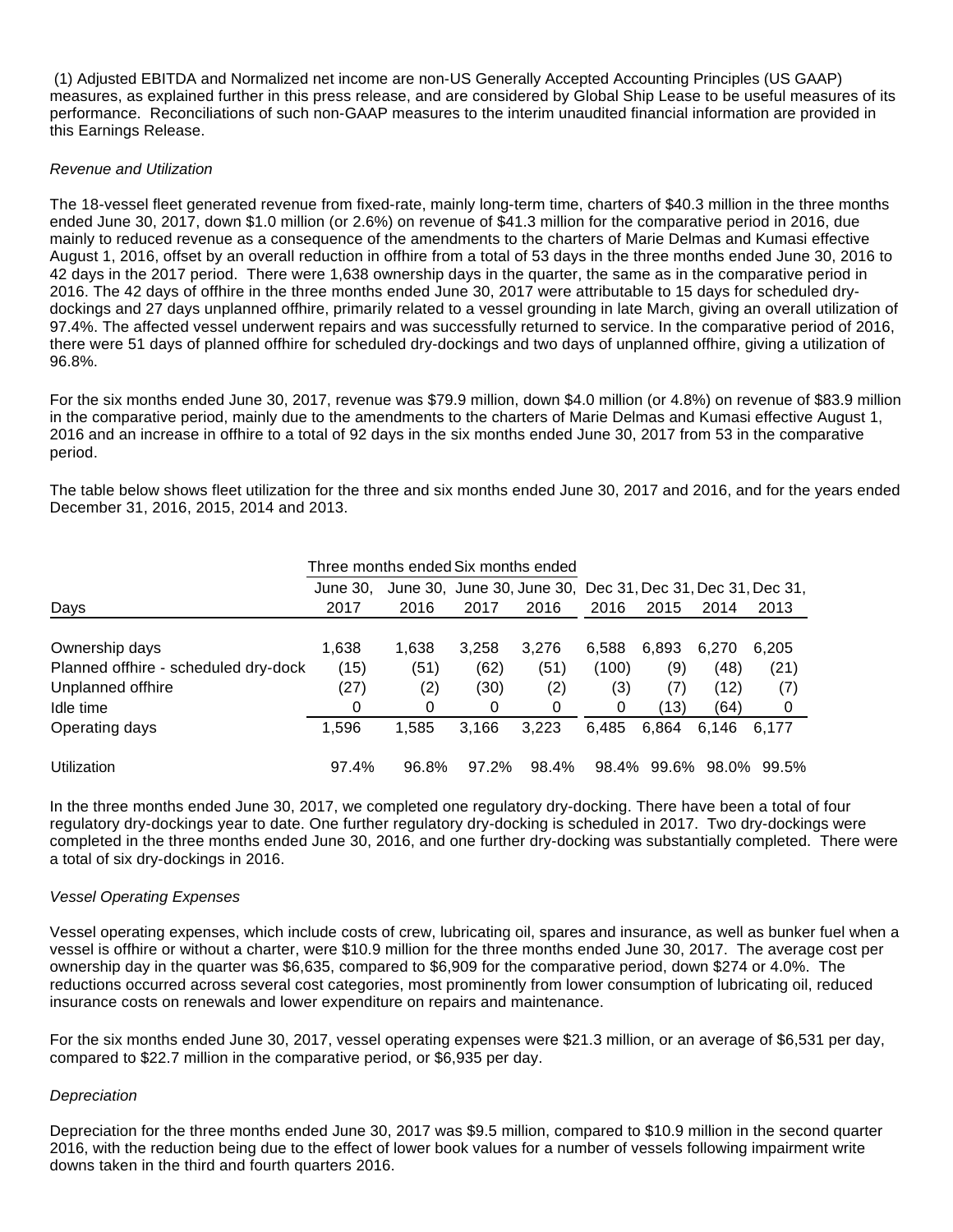(1) Adjusted EBITDA and Normalized net income are non-US Generally Accepted Accounting Principles (US GAAP) measures, as explained further in this press release, and are considered by Global Ship Lease to be useful measures of its performance. Reconciliations of such non-GAAP measures to the interim unaudited financial information are provided in this Earnings Release.

*Revenue and Utilization*

The 18-vessel fleet generated revenue from fixed-rate, mainly long-term time, charters of $40.3 million in the three months ended June 30, 2017, down $1.0 million (or 2.6%) on revenue of $41.3 million for the comparative period in 2016, due mainly to reduced revenue as a consequence of the amendments to the charters of Marie Delmas and Kumasi effective August 1, 2016, offset by an overall reduction in offhire from a total of 53 days in the three months ended June 30, 2016 to 42 days in the 2017 period. There were 1,638 ownership days in the quarter, the same as in the comparative period in 2016. The 42 days of offhire in the three months ended June 30, 2017 were attributable to 15 days for scheduled dry-dockings and 27 days unplanned offhire, primarily related to a vessel grounding in late March, giving an overall utilization of 97.4%. The affected vessel underwent repairs and was successfully returned to service. In the comparative period of 2016, there were 51 days of planned offhire for scheduled dry-dockings and two days of unplanned offhire, giving a utilization of 96.8%.

For the six months ended June 30, 2017, revenue was $79.9 million, down $4.0 million (or 4.8%) on revenue of $83.9 million in the comparative period, mainly due to the amendments to the charters of Marie Delmas and Kumasi effective August 1, 2016 and an increase in offhire to a total of 92 days in the six months ended June 30, 2017 from 53 in the comparative period.

The table below shows fleet utilization for the three and six months ended June 30, 2017 and 2016, and for the years ended December 31, 2016, 2015, 2014 and 2013.

| | Three months ended | | Six months ended | | | | | |
|---|---|---|---|---|---|---|---|---|
| Days | June 30, 2017 | June 30, 2016 | June 30, 2017 | June 30, 2016 | Dec 31, 2016 | Dec 31, 2015 | Dec 31, 2014 | Dec 31, 2013 |
| Ownership days | 1,638 | 1,638 | 3,258 | 3,276 | 6,588 | 6,893 | 6,270 | 6,205 |
| Planned offhire - scheduled dry-dock | (15) | (51) | (62) | (51) | (100) | (9) | (48) | (21) |
| Unplanned offhire | (27) | (2) | (30) | (2) | (3) | (7) | (12) | (7) |
| Idle time | 0 | 0 | 0 | 0 | 0 | (13) | (64) | 0 |
| Operating days | 1,596 | 1,585 | 3,166 | 3,223 | 6,485 | 6,864 | 6,146 | 6,177 |
| Utilization | 97.4% | 96.8% | 97.2% | 98.4% | 98.4% | 99.6% | 98.0% | 99.5% |

In the three months ended June 30, 2017, we completed one regulatory dry-docking. There have been a total of four regulatory dry-dockings year to date. One further regulatory dry-docking is scheduled in 2017. Two dry-dockings were completed in the three months ended June 30, 2016, and one further dry-docking was substantially completed. There were a total of six dry-dockings in 2016.

*Vessel Operating Expenses*

Vessel operating expenses, which include costs of crew, lubricating oil, spares and insurance, as well as bunker fuel when a vessel is offhire or without a charter, were $10.9 million for the three months ended June 30, 2017. The average cost per ownership day in the quarter was $6,635, compared to $6,909 for the comparative period, down $274 or 4.0%. The reductions occurred across several cost categories, most prominently from lower consumption of lubricating oil, reduced insurance costs on renewals and lower expenditure on repairs and maintenance.

For the six months ended June 30, 2017, vessel operating expenses were $21.3 million, or an average of $6,531 per day, compared to $22.7 million in the comparative period, or $6,935 per day.

*Depreciation*

Depreciation for the three months ended June 30, 2017 was $9.5 million, compared to $10.9 million in the second quarter 2016, with the reduction being due to the effect of lower book values for a number of vessels following impairment write downs taken in the third and fourth quarters 2016.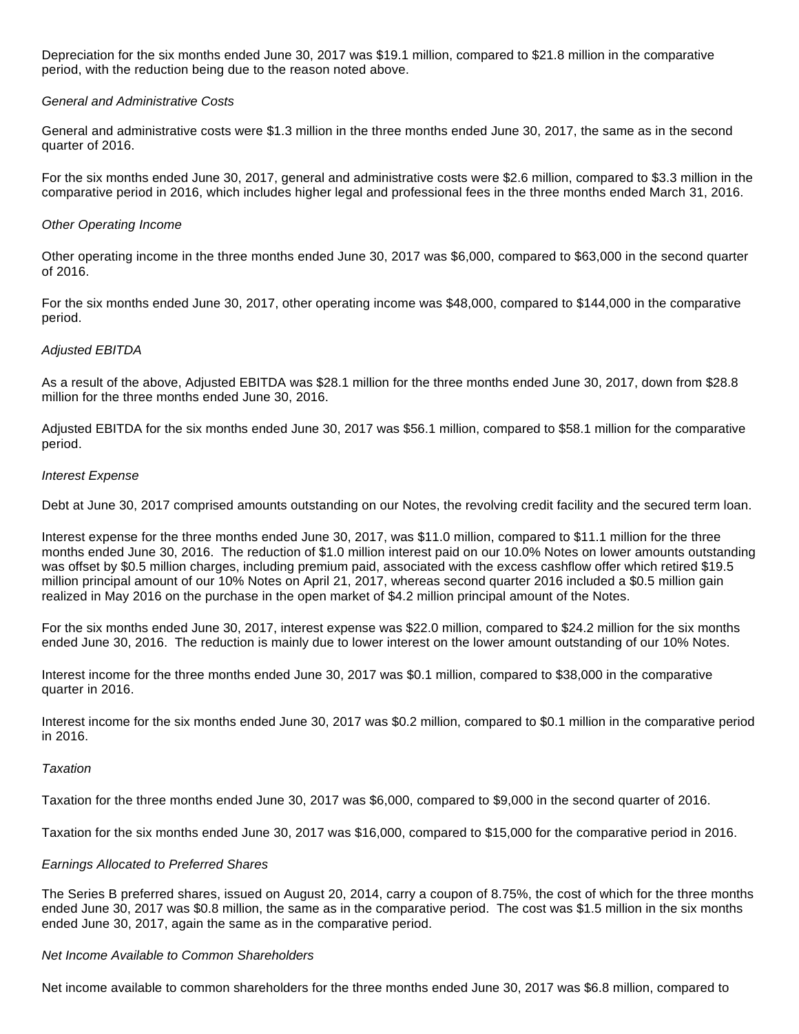Depreciation for the six months ended June 30, 2017 was $19.1 million, compared to $21.8 million in the comparative period, with the reduction being due to the reason noted above.

*General and Administrative Costs*

General and administrative costs were $1.3 million in the three months ended June 30, 2017, the same as in the second quarter of 2016.

For the six months ended June 30, 2017, general and administrative costs were $2.6 million, compared to $3.3 million in the comparative period in 2016, which includes higher legal and professional fees in the three months ended March 31, 2016.

*Other Operating Income*

Other operating income in the three months ended June 30, 2017 was $6,000, compared to $63,000 in the second quarter of 2016.

For the six months ended June 30, 2017, other operating income was $48,000, compared to $144,000 in the comparative period.

*Adjusted EBITDA*

As a result of the above, Adjusted EBITDA was $28.1 million for the three months ended June 30, 2017, down from $28.8 million for the three months ended June 30, 2016.

Adjusted EBITDA for the six months ended June 30, 2017 was $56.1 million, compared to $58.1 million for the comparative period.

*Interest Expense*

Debt at June 30, 2017 comprised amounts outstanding on our Notes, the revolving credit facility and the secured term loan.

Interest expense for the three months ended June 30, 2017, was $11.0 million, compared to $11.1 million for the three months ended June 30, 2016. The reduction of $1.0 million interest paid on our 10.0% Notes on lower amounts outstanding was offset by $0.5 million charges, including premium paid, associated with the excess cashflow offer which retired $19.5 million principal amount of our 10% Notes on April 21, 2017, whereas second quarter 2016 included a $0.5 million gain realized in May 2016 on the purchase in the open market of $4.2 million principal amount of the Notes.

For the six months ended June 30, 2017, interest expense was $22.0 million, compared to $24.2 million for the six months ended June 30, 2016. The reduction is mainly due to lower interest on the lower amount outstanding of our 10% Notes.

Interest income for the three months ended June 30, 2017 was $0.1 million, compared to $38,000 in the comparative quarter in 2016.

Interest income for the six months ended June 30, 2017 was $0.2 million, compared to $0.1 million in the comparative period in 2016.

*Taxation*

Taxation for the three months ended June 30, 2017 was $6,000, compared to $9,000 in the second quarter of 2016.

Taxation for the six months ended June 30, 2017 was $16,000, compared to $15,000 for the comparative period in 2016.

*Earnings Allocated to Preferred Shares*

The Series B preferred shares, issued on August 20, 2014, carry a coupon of 8.75%, the cost of which for the three months ended June 30, 2017 was $0.8 million, the same as in the comparative period. The cost was $1.5 million in the six months ended June 30, 2017, again the same as in the comparative period.

*Net Income Available to Common Shareholders*

Net income available to common shareholders for the three months ended June 30, 2017 was $6.8 million, compared to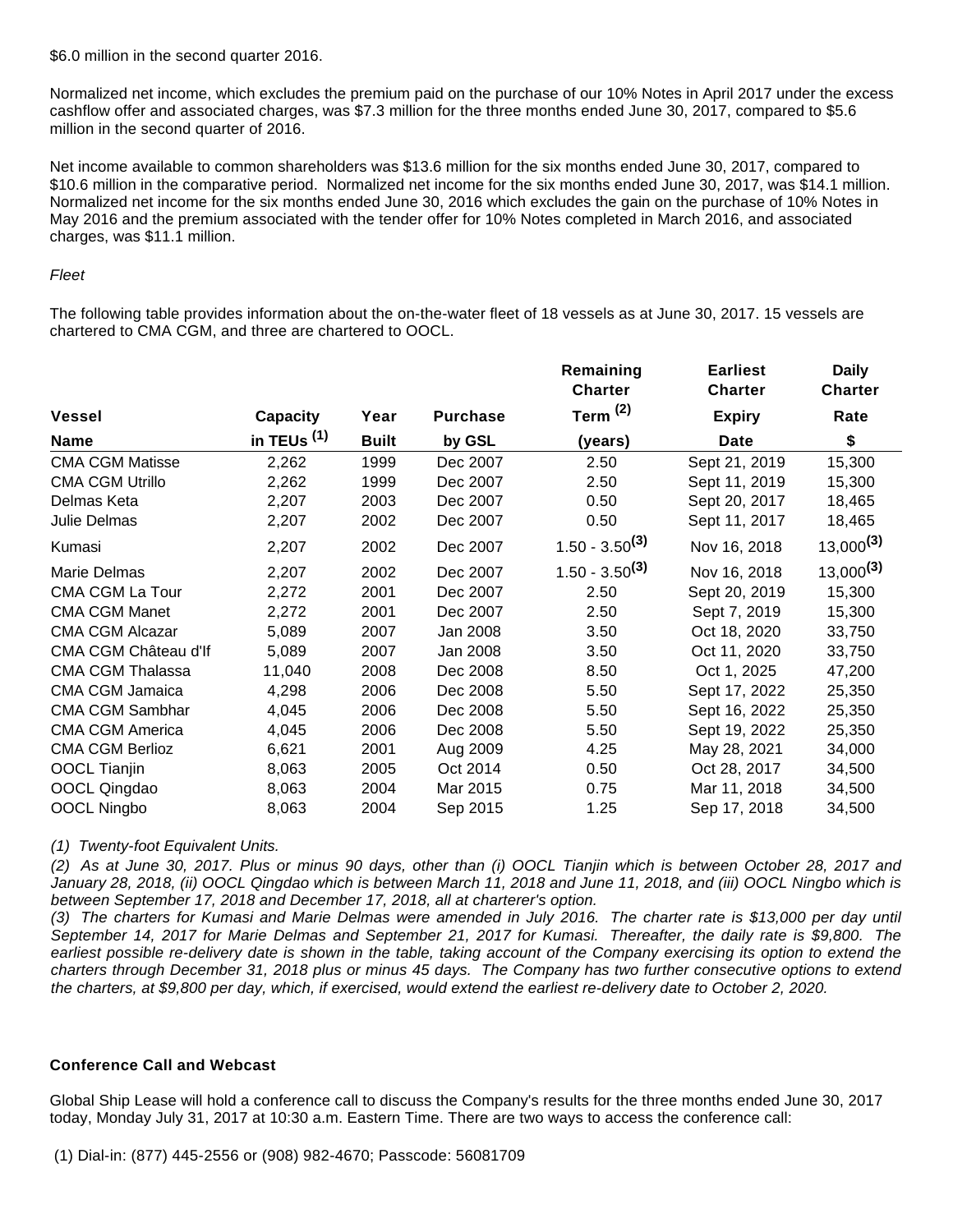$6.0 million in the second quarter 2016.

Normalized net income, which excludes the premium paid on the purchase of our 10% Notes in April 2017 under the excess cashflow offer and associated charges, was $7.3 million for the three months ended June 30, 2017, compared to $5.6 million in the second quarter of 2016.

Net income available to common shareholders was $13.6 million for the six months ended June 30, 2017, compared to $10.6 million in the comparative period. Normalized net income for the six months ended June 30, 2017, was $14.1 million. Normalized net income for the six months ended June 30, 2016 which excludes the gain on the purchase of 10% Notes in May 2016 and the premium associated with the tender offer for 10% Notes completed in March 2016, and associated charges, was $11.1 million.

*Fleet*

The following table provides information about the on-the-water fleet of 18 vessels as at June 30, 2017. 15 vessels are chartered to CMA CGM, and three are chartered to OOCL.

| Vessel Name | Capacity in TEUs (1) | Year Built | Purchase by GSL | Remaining Charter Term (2) (years) | Earliest Charter Expiry Date | Daily Charter Rate $ |
|---|---|---|---|---|---|---|
| CMA CGM Matisse | 2,262 | 1999 | Dec 2007 | 2.50 | Sept 21, 2019 | 15,300 |
| CMA CGM Utrillo | 2,262 | 1999 | Dec 2007 | 2.50 | Sept 11, 2019 | 15,300 |
| Delmas Keta | 2,207 | 2003 | Dec 2007 | 0.50 | Sept 20, 2017 | 18,465 |
| Julie Delmas | 2,207 | 2002 | Dec 2007 | 0.50 | Sept 11, 2017 | 18,465 |
| Kumasi | 2,207 | 2002 | Dec 2007 | 1.50 - 3.50(3) | Nov 16, 2018 | 13,000(3) |
| Marie Delmas | 2,207 | 2002 | Dec 2007 | 1.50 - 3.50(3) | Nov 16, 2018 | 13,000(3) |
| CMA CGM La Tour | 2,272 | 2001 | Dec 2007 | 2.50 | Sept 20, 2019 | 15,300 |
| CMA CGM Manet | 2,272 | 2001 | Dec 2007 | 2.50 | Sept 7, 2019 | 15,300 |
| CMA CGM Alcazar | 5,089 | 2007 | Jan 2008 | 3.50 | Oct 18, 2020 | 33,750 |
| CMA CGM Château d'If | 5,089 | 2007 | Jan 2008 | 3.50 | Oct 11, 2020 | 33,750 |
| CMA CGM Thalassa | 11,040 | 2008 | Dec 2008 | 8.50 | Oct 1, 2025 | 47,200 |
| CMA CGM Jamaica | 4,298 | 2006 | Dec 2008 | 5.50 | Sept 17, 2022 | 25,350 |
| CMA CGM Sambhar | 4,045 | 2006 | Dec 2008 | 5.50 | Sept 16, 2022 | 25,350 |
| CMA CGM America | 4,045 | 2006 | Dec 2008 | 5.50 | Sept 19, 2022 | 25,350 |
| CMA CGM Berlioz | 6,621 | 2001 | Aug 2009 | 4.25 | May 28, 2021 | 34,000 |
| OOCL Tianjin | 8,063 | 2005 | Oct 2014 | 0.50 | Oct 28, 2017 | 34,500 |
| OOCL Qingdao | 8,063 | 2004 | Mar 2015 | 0.75 | Mar 11, 2018 | 34,500 |
| OOCL Ningbo | 8,063 | 2004 | Sep 2015 | 1.25 | Sep 17, 2018 | 34,500 |

*(1) Twenty-foot Equivalent Units.*

*(2) As at June 30, 2017. Plus or minus 90 days, other than (i) OOCL Tianjin which is between October 28, 2017 and January 28, 2018, (ii) OOCL Qingdao which is between March 11, 2018 and June 11, 2018, and (iii) OOCL Ningbo which is between September 17, 2018 and December 17, 2018, all at charterer's option.*

*(3) The charters for Kumasi and Marie Delmas were amended in July 2016. The charter rate is $13,000 per day until September 14, 2017 for Marie Delmas and September 21, 2017 for Kumasi. Thereafter, the daily rate is $9,800. The earliest possible re-delivery date is shown in the table, taking account of the Company exercising its option to extend the charters through December 31, 2018 plus or minus 45 days. The Company has two further consecutive options to extend the charters, at $9,800 per day, which, if exercised, would extend the earliest re-delivery date to October 2, 2020.*

**Conference Call and Webcast**

Global Ship Lease will hold a conference call to discuss the Company's results for the three months ended June 30, 2017 today, Monday July 31, 2017 at 10:30 a.m. Eastern Time. There are two ways to access the conference call:

(1) Dial-in: (877) 445-2556 or (908) 982-4670; Passcode: 56081709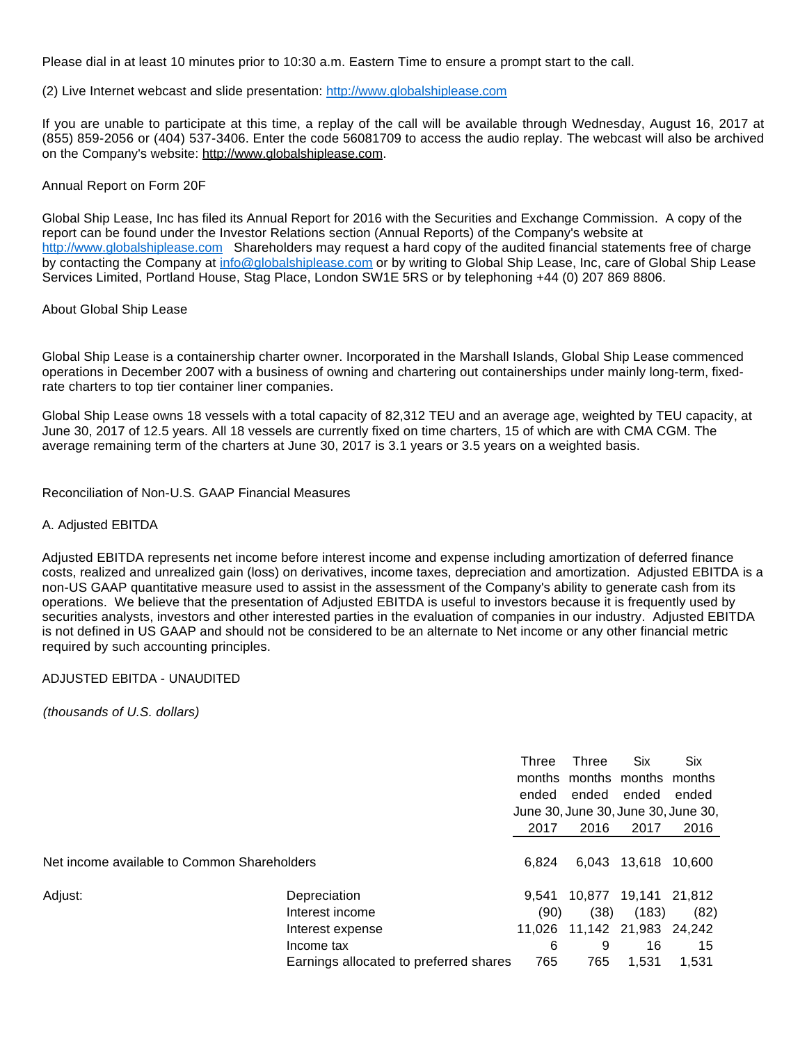Please dial in at least 10 minutes prior to 10:30 a.m. Eastern Time to ensure a prompt start to the call.

(2) Live Internet webcast and slide presentation: http://www.globalshiplease.com

If you are unable to participate at this time, a replay of the call will be available through Wednesday, August 16, 2017 at (855) 859-2056 or (404) 537-3406. Enter the code 56081709 to access the audio replay. The webcast will also be archived on the Company's website: http://www.globalshiplease.com.

Annual Report on Form 20F

Global Ship Lease, Inc has filed its Annual Report for 2016 with the Securities and Exchange Commission. A copy of the report can be found under the Investor Relations section (Annual Reports) of the Company's website at http://www.globalshiplease.com Shareholders may request a hard copy of the audited financial statements free of charge by contacting the Company at info@globalshiplease.com or by writing to Global Ship Lease, Inc, care of Global Ship Lease Services Limited, Portland House, Stag Place, London SW1E 5RS or by telephoning +44 (0) 207 869 8806.

About Global Ship Lease

Global Ship Lease is a containership charter owner. Incorporated in the Marshall Islands, Global Ship Lease commenced operations in December 2007 with a business of owning and chartering out containerships under mainly long-term, fixed-rate charters to top tier container liner companies.

Global Ship Lease owns 18 vessels with a total capacity of 82,312 TEU and an average age, weighted by TEU capacity, at June 30, 2017 of 12.5 years. All 18 vessels are currently fixed on time charters, 15 of which are with CMA CGM. The average remaining term of the charters at June 30, 2017 is 3.1 years or 3.5 years on a weighted basis.

Reconciliation of Non-U.S. GAAP Financial Measures

A. Adjusted EBITDA

Adjusted EBITDA represents net income before interest income and expense including amortization of deferred finance costs, realized and unrealized gain (loss) on derivatives, income taxes, depreciation and amortization. Adjusted EBITDA is a non-US GAAP quantitative measure used to assist in the assessment of the Company's ability to generate cash from its operations. We believe that the presentation of Adjusted EBITDA is useful to investors because it is frequently used by securities analysts, investors and other interested parties in the evaluation of companies in our industry. Adjusted EBITDA is not defined in US GAAP and should not be considered to be an alternate to Net income or any other financial metric required by such accounting principles.

ADJUSTED EBITDA - UNAUDITED

*(thousands of U.S. dollars)*

| | | Three months ended June 30, 2017 | Three months ended June 30, 2016 | Six months ended June 30, 2017 | Six months ended June 30, 2016 |
|---|---|---|---|---|---|
| Net income available to Common Shareholders | | 6,824 | 6,043 | 13,618 | 10,600 |
| Adjust: | Depreciation | 9,541 | 10,877 | 19,141 | 21,812 |
| | Interest income | (90) | (38) | (183) | (82) |
| | Interest expense | 11,026 | 11,142 | 21,983 | 24,242 |
| | Income tax | 6 | 9 | 16 | 15 |
| | Earnings allocated to preferred shares | 765 | 765 | 1,531 | 1,531 |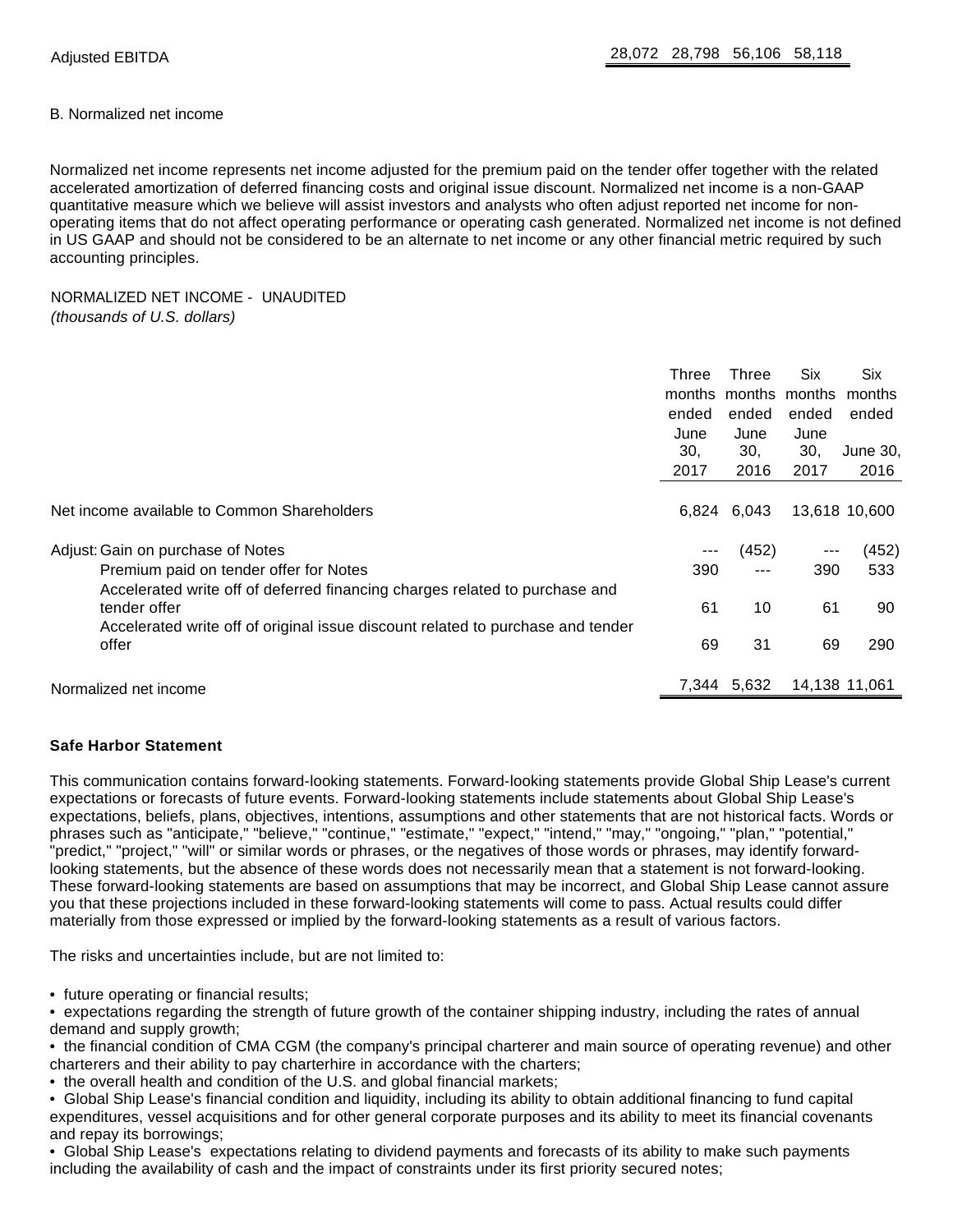| | | | | |
|---|---|---|---|---|
| Adjusted EBITDA | 28,072 | 28,798 | 56,106 | 58,118 |

B. Normalized net income

Normalized net income represents net income adjusted for the premium paid on the tender offer together with the related accelerated amortization of deferred financing costs and original issue discount. Normalized net income is a non-GAAP quantitative measure which we believe will assist investors and analysts who often adjust reported net income for non-operating items that do not affect operating performance or operating cash generated. Normalized net income is not defined in US GAAP and should not be considered to be an alternate to net income or any other financial metric required by such accounting principles.

NORMALIZED NET INCOME - UNAUDITED
*(thousands of U.S. dollars)*

| | Three months ended June 30, 2017 | Three months ended June 30, 2016 | Six months ended June 30, 2017 | Six months ended June 30, 2016 |
|---|---|---|---|---|
| Net income available to Common Shareholders | 6,824 | 6,043 | 13,618 | 10,600 |
| Adjust: Gain on purchase of Notes | --- | (452) | --- | (452) |
| Premium paid on tender offer for Notes | 390 | --- | 390 | 533 |
| Accelerated write off of deferred financing charges related to purchase and tender offer | 61 | 10 | 61 | 90 |
| Accelerated write off of original issue discount related to purchase and tender offer | 69 | 31 | 69 | 290 |
| Normalized net income | 7,344 | 5,632 | 14,138 | 11,061 |

**Safe Harbor Statement**

This communication contains forward-looking statements. Forward-looking statements provide Global Ship Lease's current expectations or forecasts of future events. Forward-looking statements include statements about Global Ship Lease's expectations, beliefs, plans, objectives, intentions, assumptions and other statements that are not historical facts. Words or phrases such as "anticipate," "believe," "continue," "estimate," "expect," "intend," "may," "ongoing," "plan," "potential," "predict," "project," "will" or similar words or phrases, or the negatives of those words or phrases, may identify forward-looking statements, but the absence of these words does not necessarily mean that a statement is not forward-looking. These forward-looking statements are based on assumptions that may be incorrect, and Global Ship Lease cannot assure you that these projections included in these forward-looking statements will come to pass. Actual results could differ materially from those expressed or implied by the forward-looking statements as a result of various factors.

The risks and uncertainties include, but are not limited to:

- future operating or financial results;
- expectations regarding the strength of future growth of the container shipping industry, including the rates of annual demand and supply growth;
- the financial condition of CMA CGM (the company's principal charterer and main source of operating revenue) and other charterers and their ability to pay charterhire in accordance with the charters;
- the overall health and condition of the U.S. and global financial markets;
- Global Ship Lease's financial condition and liquidity, including its ability to obtain additional financing to fund capital expenditures, vessel acquisitions and for other general corporate purposes and its ability to meet its financial covenants and repay its borrowings;
- Global Ship Lease's expectations relating to dividend payments and forecasts of its ability to make such payments including the availability of cash and the impact of constraints under its first priority secured notes;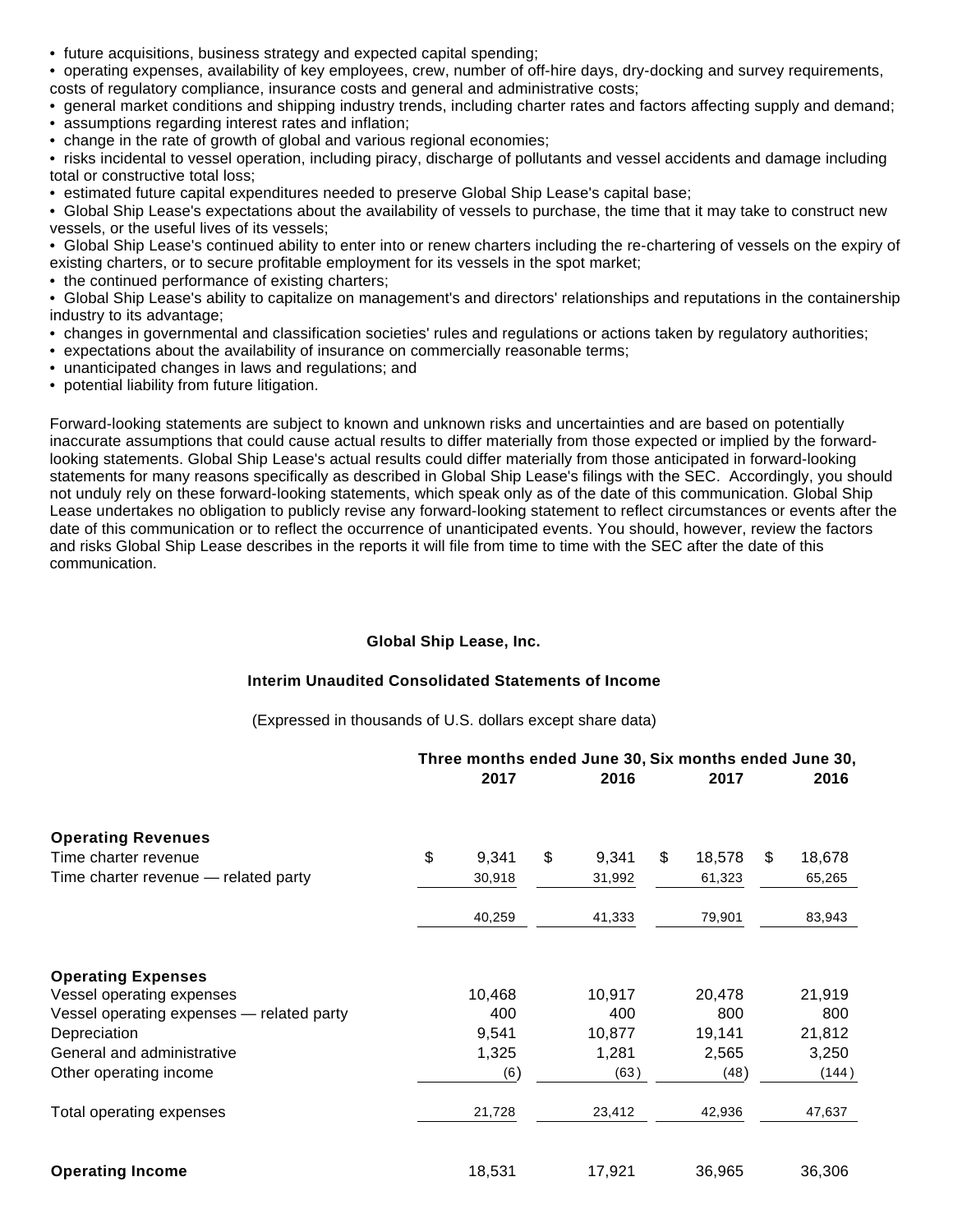- future acquisitions, business strategy and expected capital spending;
- operating expenses, availability of key employees, crew, number of off-hire days, dry-docking and survey requirements, costs of regulatory compliance, insurance costs and general and administrative costs;
- general market conditions and shipping industry trends, including charter rates and factors affecting supply and demand;
- assumptions regarding interest rates and inflation;
- change in the rate of growth of global and various regional economies;
- risks incidental to vessel operation, including piracy, discharge of pollutants and vessel accidents and damage including total or constructive total loss;
- estimated future capital expenditures needed to preserve Global Ship Lease's capital base;
- Global Ship Lease's expectations about the availability of vessels to purchase, the time that it may take to construct new vessels, or the useful lives of its vessels;
- Global Ship Lease's continued ability to enter into or renew charters including the re-chartering of vessels on the expiry of existing charters, or to secure profitable employment for its vessels in the spot market;
- the continued performance of existing charters;
- Global Ship Lease's ability to capitalize on management's and directors' relationships and reputations in the containership industry to its advantage;
- changes in governmental and classification societies' rules and regulations or actions taken by regulatory authorities;
- expectations about the availability of insurance on commercially reasonable terms;
- unanticipated changes in laws and regulations; and
- potential liability from future litigation.

Forward-looking statements are subject to known and unknown risks and uncertainties and are based on potentially inaccurate assumptions that could cause actual results to differ materially from those expected or implied by the forward-looking statements. Global Ship Lease's actual results could differ materially from those anticipated in forward-looking statements for many reasons specifically as described in Global Ship Lease's filings with the SEC. Accordingly, you should not unduly rely on these forward-looking statements, which speak only as of the date of this communication. Global Ship Lease undertakes no obligation to publicly revise any forward-looking statement to reflect circumstances or events after the date of this communication or to reflect the occurrence of unanticipated events. You should, however, review the factors and risks Global Ship Lease describes in the reports it will file from time to time with the SEC after the date of this communication.

**Global Ship Lease, Inc.**

**Interim Unaudited Consolidated Statements of Income**

(Expressed in thousands of U.S. dollars except share data)

| | Three months ended June 30, | | Six months ended June 30, | |
|---|---|---|---|---|
| | 2017 | 2016 | 2017 | 2016 |
| **Operating Revenues** | | | | |
| Time charter revenue | $ 9,341 | $ 9,341 | $ 18,578 | $ 18,678 |
| Time charter revenue — related party | 30,918 | 31,992 | 61,323 | 65,265 |
| | 40,259 | 41,333 | 79,901 | 83,943 |
| **Operating Expenses** | | | | |
| Vessel operating expenses | 10,468 | 10,917 | 20,478 | 21,919 |
| Vessel operating expenses — related party | 400 | 400 | 800 | 800 |
| Depreciation | 9,541 | 10,877 | 19,141 | 21,812 |
| General and administrative | 1,325 | 1,281 | 2,565 | 3,250 |
| Other operating income | (6) | (63) | (48) | (144) |
| Total operating expenses | 21,728 | 23,412 | 42,936 | 47,637 |
| **Operating Income** | 18,531 | 17,921 | 36,965 | 36,306 |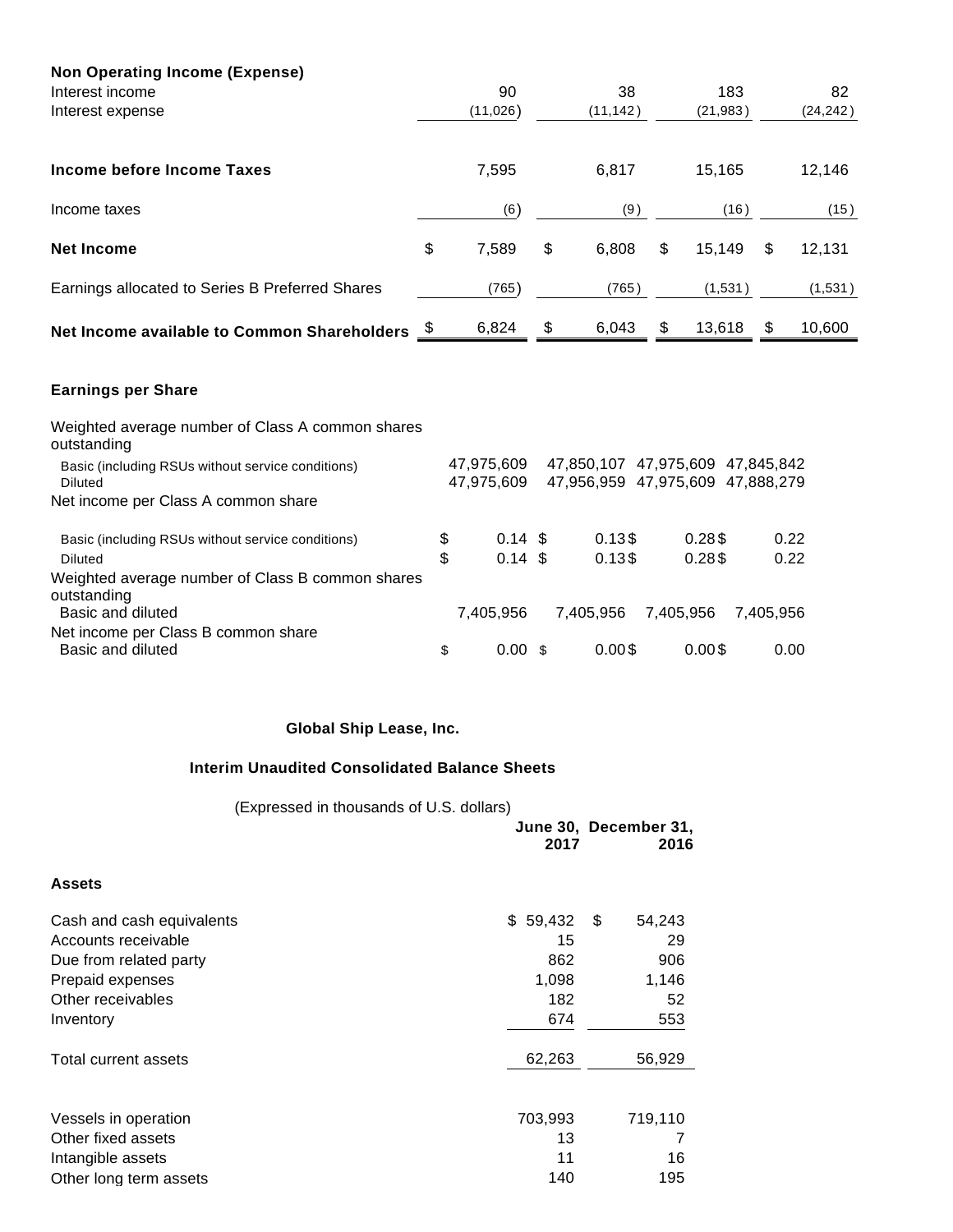| | | | | |
|---|---|---|---|---|
| **Non Operating Income (Expense)** | | | | |
| Interest income | 90 | 38 | 183 | 82 |
| Interest expense | (11,026) | (11,142) | (21,983) | (24,242) |
| **Income before Income Taxes** | 7,595 | 6,817 | 15,165 | 12,146 |
| Income taxes | (6) | (9) | (16) | (15) |
| **Net Income** | $ 7,589 | $ 6,808 | $ 15,149 | $ 12,131 |
| Earnings allocated to Series B Preferred Shares | (765) | (765) | (1,531) | (1,531) |
| **Net Income available to Common Shareholders** | $ 6,824 | $ 6,043 | $ 13,618 | $ 10,600 |
| **Earnings per Share** | | | | |
| Weighted average number of Class A common shares outstanding | | | | |
| Basic (including RSUs without service conditions) | 47,975,609 | 47,850,107 | 47,975,609 | 47,845,842 |
| Diluted | 47,975,609 | 47,956,959 | 47,975,609 | 47,888,279 |
| Net income per Class A common share | | | | |
| Basic (including RSUs without service conditions) | $ 0.14 | $ 0.13 | $ 0.28 | $ 0.22 |
| Diluted | $ 0.14 | $ 0.13 | $ 0.28 | $ 0.22 |
| Weighted average number of Class B common shares outstanding | | | | |
| Basic and diluted | 7,405,956 | 7,405,956 | 7,405,956 | 7,405,956 |
| Net income per Class B common share | | | | |
| Basic and diluted | $ 0.00 | $ 0.00 | $ 0.00 | $ 0.00 |

**Global Ship Lease, Inc.**

**Interim Unaudited Consolidated Balance Sheets**

(Expressed in thousands of U.S. dollars)

| | **June 30, 2017** | **December 31, 2016** |
|---|---|---|
| **Assets** | | |
| Cash and cash equivalents | $ 59,432 | $ 54,243 |
| Accounts receivable | 15 | 29 |
| Due from related party | 862 | 906 |
| Prepaid expenses | 1,098 | 1,146 |
| Other receivables | 182 | 52 |
| Inventory | 674 | 553 |
| Total current assets | 62,263 | 56,929 |
| Vessels in operation | 703,993 | 719,110 |
| Other fixed assets | 13 | 7 |
| Intangible assets | 11 | 16 |
| Other long term assets | 140 | 195 |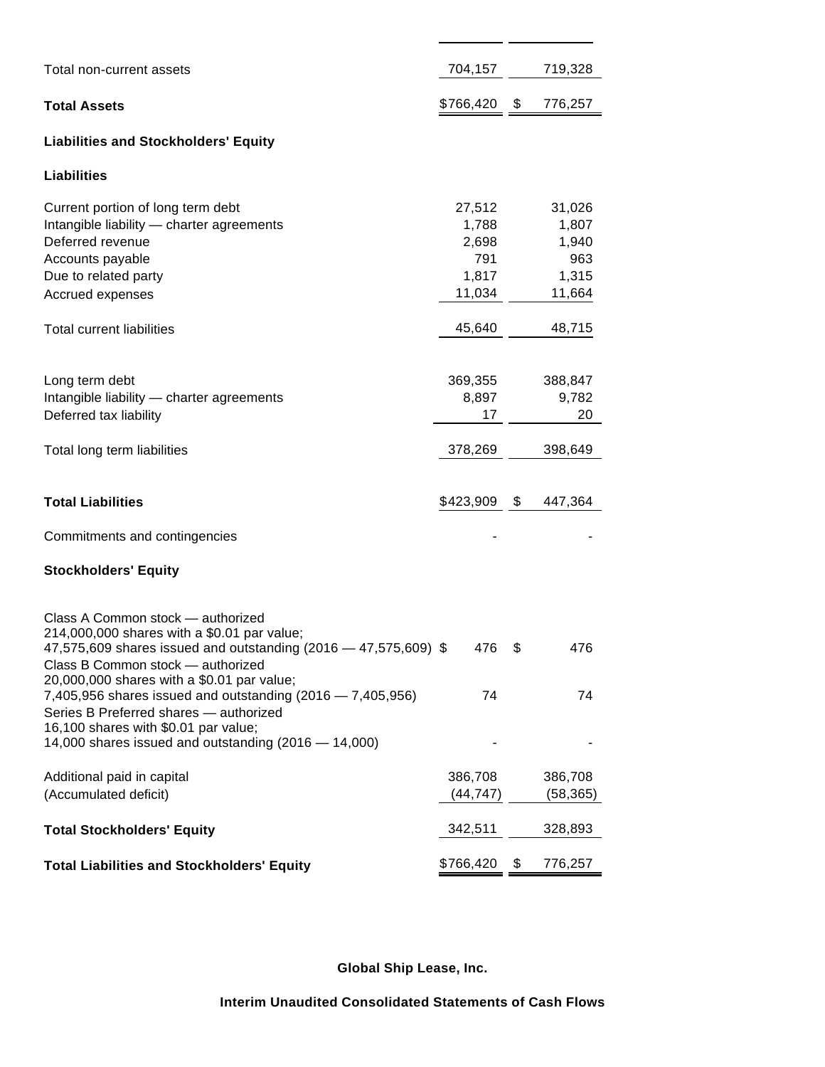| | | |
|---|---|---|
| Total non-current assets | 704,157 | 719,328 |
| **Total Assets** | $766,420 | $ 776,257 |
| **Liabilities and Stockholders' Equity** | | |
| **Liabilities** | | |
| Current portion of long term debt | 27,512 | 31,026 |
| Intangible liability — charter agreements | 1,788 | 1,807 |
| Deferred revenue | 2,698 | 1,940 |
| Accounts payable | 791 | 963 |
| Due to related party | 1,817 | 1,315 |
| Accrued expenses | 11,034 | 11,664 |
| Total current liabilities | 45,640 | 48,715 |
| Long term debt | 369,355 | 388,847 |
| Intangible liability — charter agreements | 8,897 | 9,782 |
| Deferred tax liability | 17 | 20 |
| Total long term liabilities | 378,269 | 398,649 |
| **Total Liabilities** | $423,909 | $ 447,364 |
| Commitments and contingencies | - | - |
| **Stockholders' Equity** | | |
| Class A Common stock — authorized 214,000,000 shares with a $0.01 par value; 47,575,609 shares issued and outstanding (2016 — 47,575,609) | $ 476 | $ 476 |
| Class B Common stock — authorized 20,000,000 shares with a $0.01 par value; 7,405,956 shares issued and outstanding (2016 — 7,405,956) | 74 | 74 |
| Series B Preferred shares — authorized 16,100 shares with $0.01 par value; 14,000 shares issued and outstanding (2016 — 14,000) | - | - |
| Additional paid in capital | 386,708 | 386,708 |
| (Accumulated deficit) | (44,747) | (58,365) |
| **Total Stockholders' Equity** | 342,511 | 328,893 |
| **Total Liabilities and Stockholders' Equity** | $766,420 | $ 776,257 |

**Global Ship Lease, Inc.**

**Interim Unaudited Consolidated Statements of Cash Flows**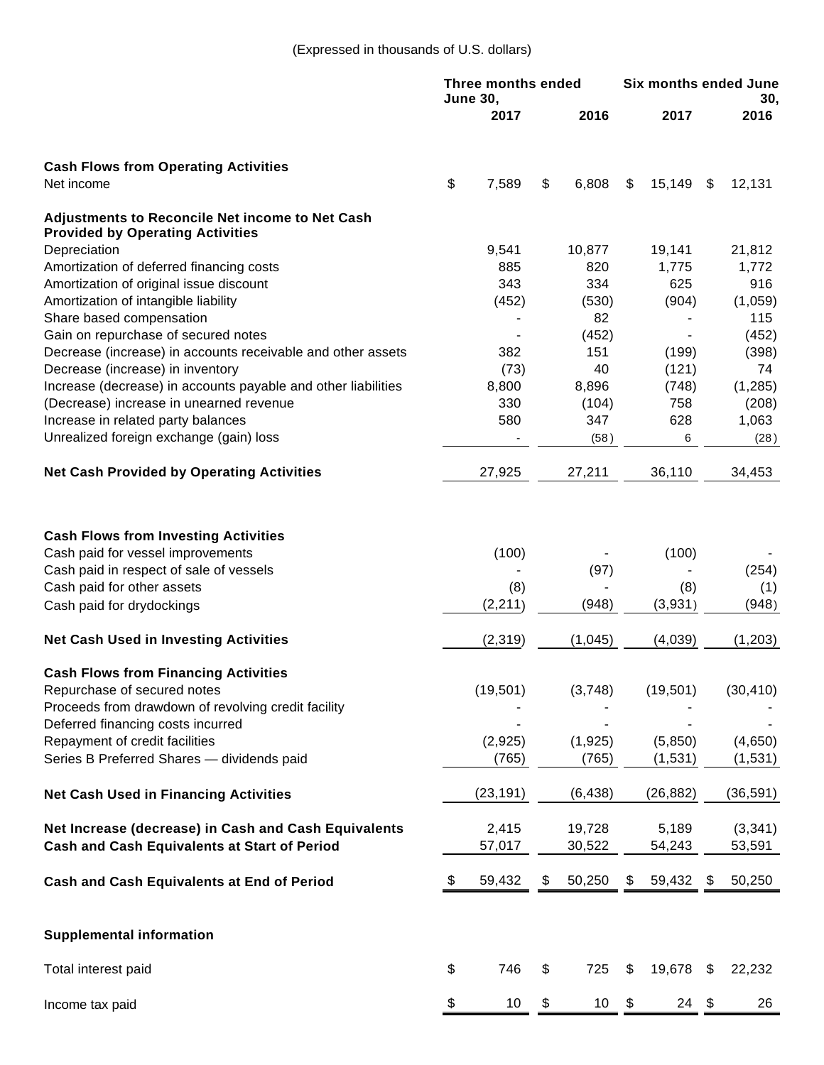(Expressed in thousands of U.S. dollars)

| | Three months ended June 30, 2017 | Three months ended June 30, 2016 | Six months ended June 30, 2017 | Six months ended June 30, 2016 |
|---|---|---|---|---|
| **Cash Flows from Operating Activities** | | | | |
| Net income | $ 7,589 | $ 6,808 | $ 15,149 | $ 12,131 |
| **Adjustments to Reconcile Net income to Net Cash Provided by Operating Activities** | | | | |
| Depreciation | 9,541 | 10,877 | 19,141 | 21,812 |
| Amortization of deferred financing costs | 885 | 820 | 1,775 | 1,772 |
| Amortization of original issue discount | 343 | 334 | 625 | 916 |
| Amortization of intangible liability | (452) | (530) | (904) | (1,059) |
| Share based compensation | - | 82 | - | 115 |
| Gain on repurchase of secured notes | - | (452) | - | (452) |
| Decrease (increase) in accounts receivable and other assets | 382 | 151 | (199) | (398) |
| Decrease (increase) in inventory | (73) | 40 | (121) | 74 |
| Increase (decrease) in accounts payable and other liabilities | 8,800 | 8,896 | (748) | (1,285) |
| (Decrease) increase in unearned revenue | 330 | (104) | 758 | (208) |
| Increase in related party balances | 580 | 347 | 628 | 1,063 |
| Unrealized foreign exchange (gain) loss | - | (58) | 6 | (28) |
| **Net Cash Provided by Operating Activities** | 27,925 | 27,211 | 36,110 | 34,453 |
| **Cash Flows from Investing Activities** | | | | |
| Cash paid for vessel improvements | (100) | - | (100) | - |
| Cash paid in respect of sale of vessels | - | (97) | - | (254) |
| Cash paid for other assets | (8) | - | (8) | (1) |
| Cash paid for drydockings | (2,211) | (948) | (3,931) | (948) |
| **Net Cash Used in Investing Activities** | (2,319) | (1,045) | (4,039) | (1,203) |
| **Cash Flows from Financing Activities** | | | | |
| Repurchase of secured notes | (19,501) | (3,748) | (19,501) | (30,410) |
| Proceeds from drawdown of revolving credit facility | - | - | - | - |
| Deferred financing costs incurred | - | - | - | - |
| Repayment of credit facilities | (2,925) | (1,925) | (5,850) | (4,650) |
| Series B Preferred Shares — dividends paid | (765) | (765) | (1,531) | (1,531) |
| **Net Cash Used in Financing Activities** | (23,191) | (6,438) | (26,882) | (36,591) |
| **Net Increase (decrease) in Cash and Cash Equivalents** | 2,415 | 19,728 | 5,189 | (3,341) |
| **Cash and Cash Equivalents at Start of Period** | 57,017 | 30,522 | 54,243 | 53,591 |
| **Cash and Cash Equivalents at End of Period** | $ 59,432 | $ 50,250 | $ 59,432 | $ 50,250 |
| **Supplemental information** | | | | |
| Total interest paid | $ 746 | $ 725 | $ 19,678 | $ 22,232 |
| Income tax paid | $ 10 | $ 10 | $ 24 | $ 26 |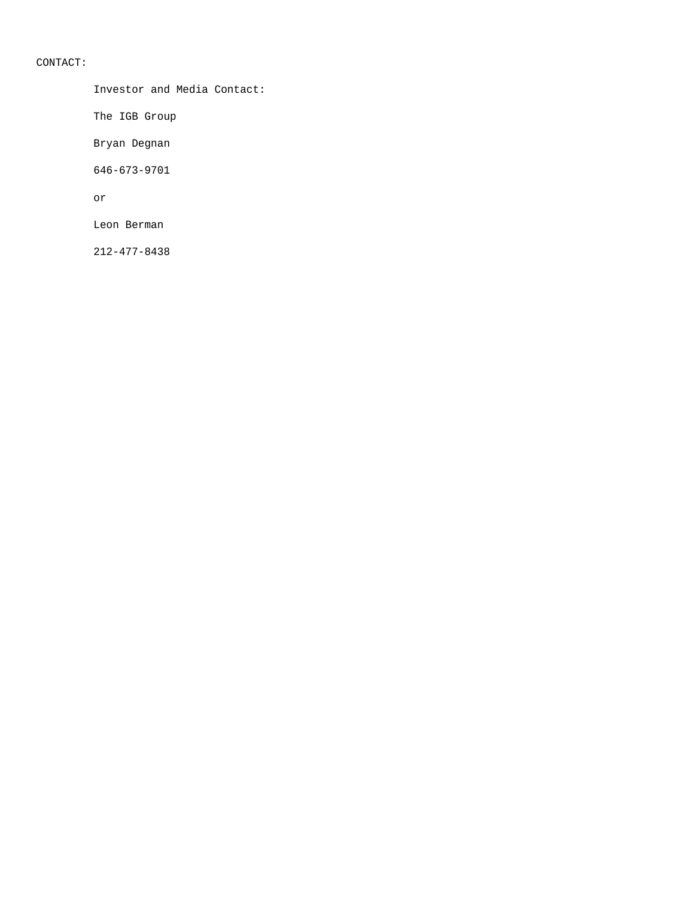CONTACT:

Investor and Media Contact:

The IGB Group

Bryan Degnan

646-673-9701

or

Leon Berman

212-477-8438